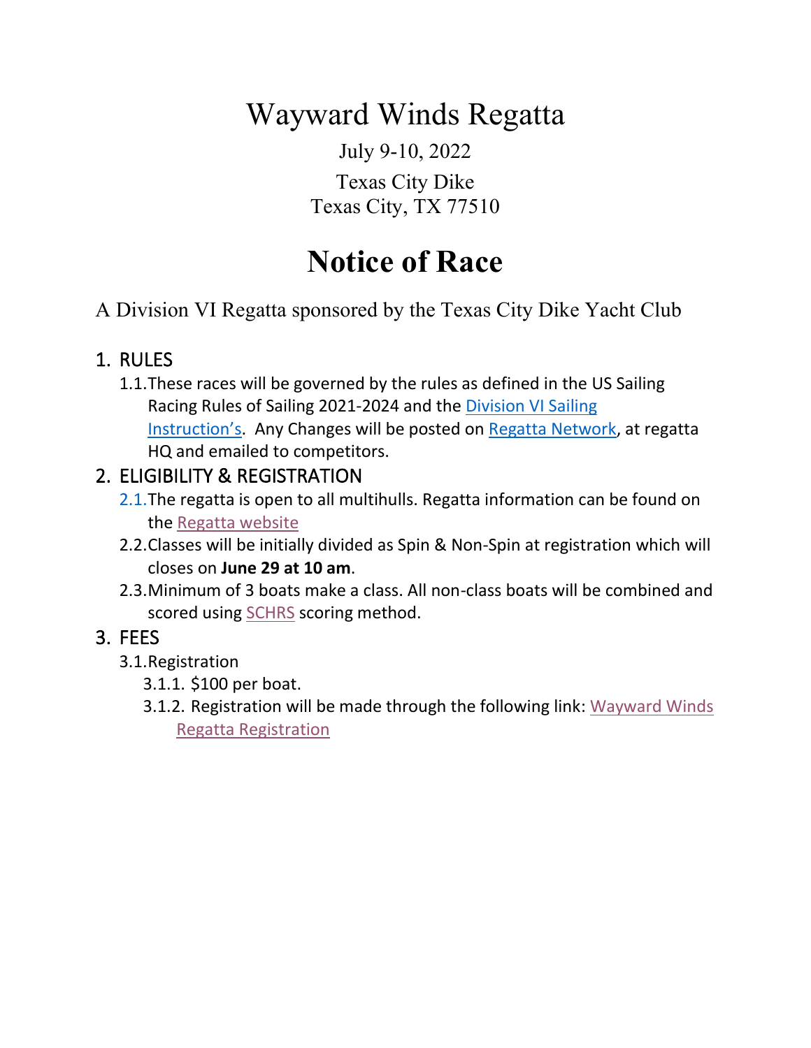# Wayward Winds Regatta

July 9-10, 2022

Texas City Dike
Texas City, TX 77510

# Notice of Race

A Division VI Regatta sponsored by the Texas City Dike Yacht Club

## 1. RULES

1.1. These races will be governed by the rules as defined in the US Sailing Racing Rules of Sailing 2021-2024 and the Division VI Sailing Instruction's. Any Changes will be posted on Regatta Network, at regatta HQ and emailed to competitors.

## 2. ELIGIBILITY & REGISTRATION

2.1. The regatta is open to all multihulls. Regatta information can be found on the Regatta website

2.2. Classes will be initially divided as Spin & Non-Spin at registration which will closes on **June 29 at 10 am**.

2.3. Minimum of 3 boats make a class. All non-class boats will be combined and scored using SCHRS scoring method.

## 3. FEES

3.1. Registration

3.1.1. $100 per boat.

3.1.2. Registration will be made through the following link: Wayward Winds Regatta Registration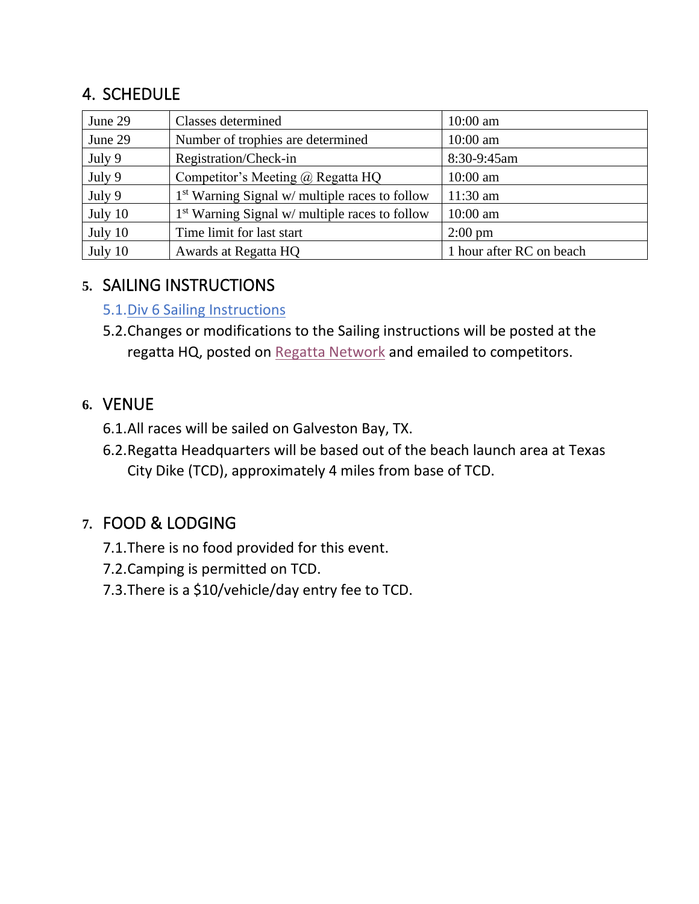## 4. SCHEDULE

| | | |
|---|---|---|
| June 29 | Classes determined | 10:00 am |
| June 29 | Number of trophies are determined | 10:00 am |
| July 9 | Registration/Check-in | 8:30-9:45am |
| July 9 | Competitor's Meeting @ Regatta HQ | 10:00 am |
| July 9 | 1st Warning Signal w/ multiple races to follow | 11:30 am |
| July 10 | 1st Warning Signal w/ multiple races to follow | 10:00 am |
| July 10 | Time limit for last start | 2:00 pm |
| July 10 | Awards at Regatta HQ | 1 hour after RC on beach |

## 5. SAILING INSTRUCTIONS

5.1. Div 6 Sailing Instructions

5.2. Changes or modifications to the Sailing instructions will be posted at the regatta HQ, posted on Regatta Network and emailed to competitors.

## 6. VENUE

6.1. All races will be sailed on Galveston Bay, TX.

6.2. Regatta Headquarters will be based out of the beach launch area at Texas City Dike (TCD), approximately 4 miles from base of TCD.

## 7. FOOD & LODGING

7.1. There is no food provided for this event.

7.2. Camping is permitted on TCD.

7.3. There is a $10/vehicle/day entry fee to TCD.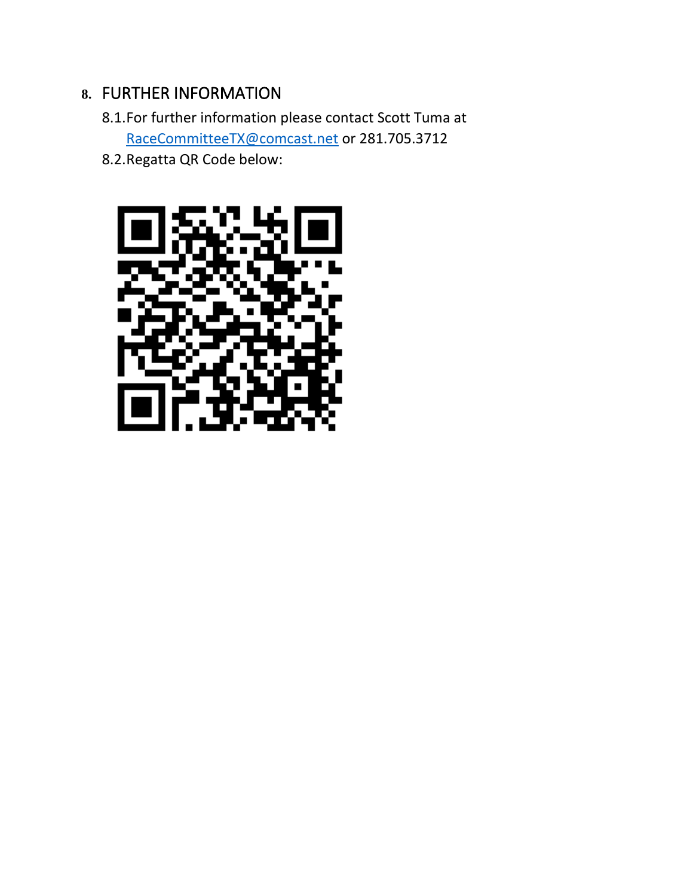## 8. FURTHER INFORMATION

8.1. For further information please contact Scott Tuma at RaceCommitteeTX@comcast.net or 281.705.3712

8.2. Regatta QR Code below: